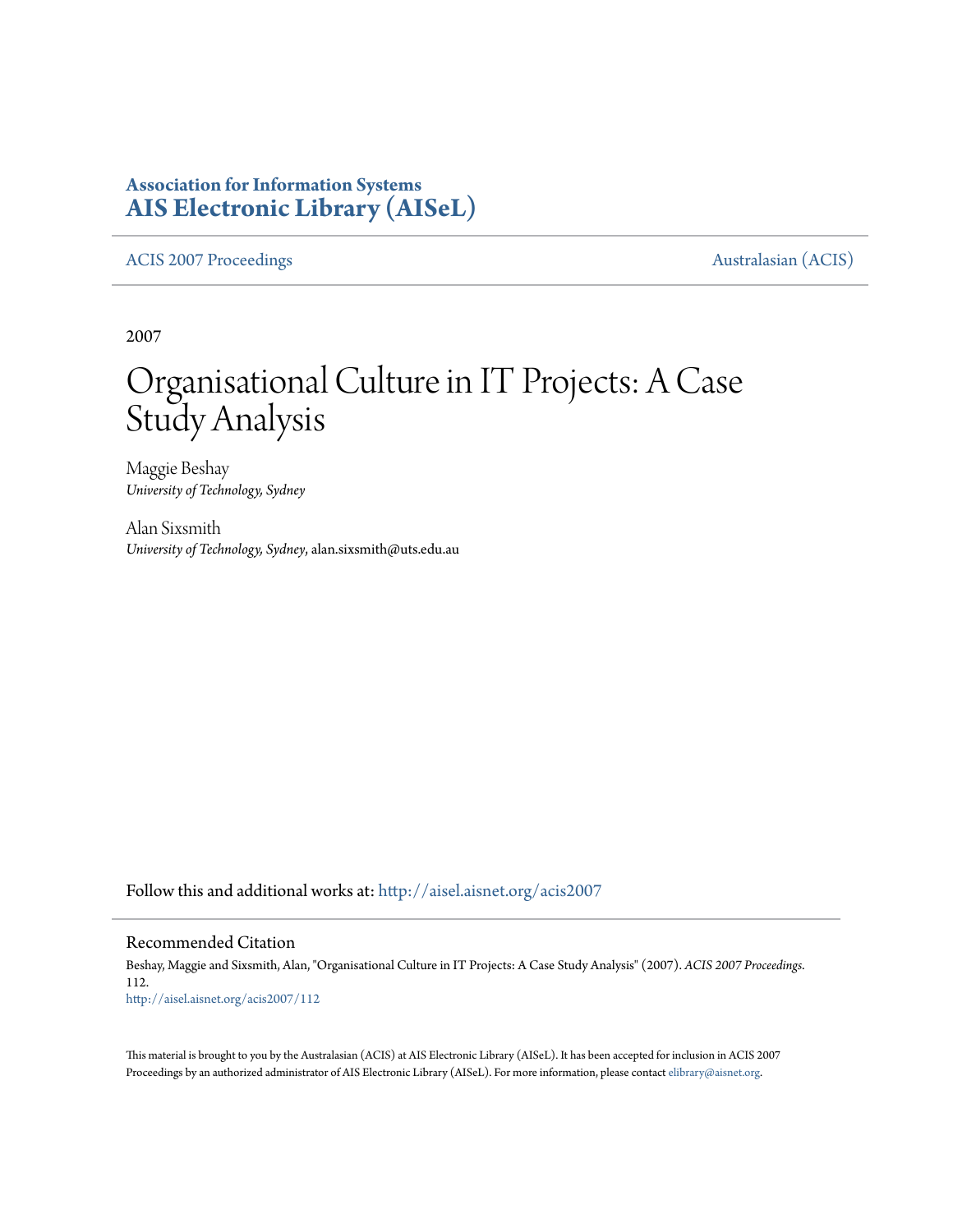**Association for Information Systems**
**AIS Electronic Library (AISeL)**

ACIS 2007 Proceedings | Australasian (ACIS)

2007

# Organisational Culture in IT Projects: A Case Study Analysis

Maggie Beshay
*University of Technology, Sydney*

Alan Sixsmith
*University of Technology, Sydney*, alan.sixsmith@uts.edu.au

Follow this and additional works at: http://aisel.aisnet.org/acis2007

## Recommended Citation

Beshay, Maggie and Sixsmith, Alan, "Organisational Culture in IT Projects: A Case Study Analysis" (2007). *ACIS 2007 Proceedings*. 112.
http://aisel.aisnet.org/acis2007/112

This material is brought to you by the Australasian (ACIS) at AIS Electronic Library (AISeL). It has been accepted for inclusion in ACIS 2007 Proceedings by an authorized administrator of AIS Electronic Library (AISeL). For more information, please contact elibrary@aisnet.org.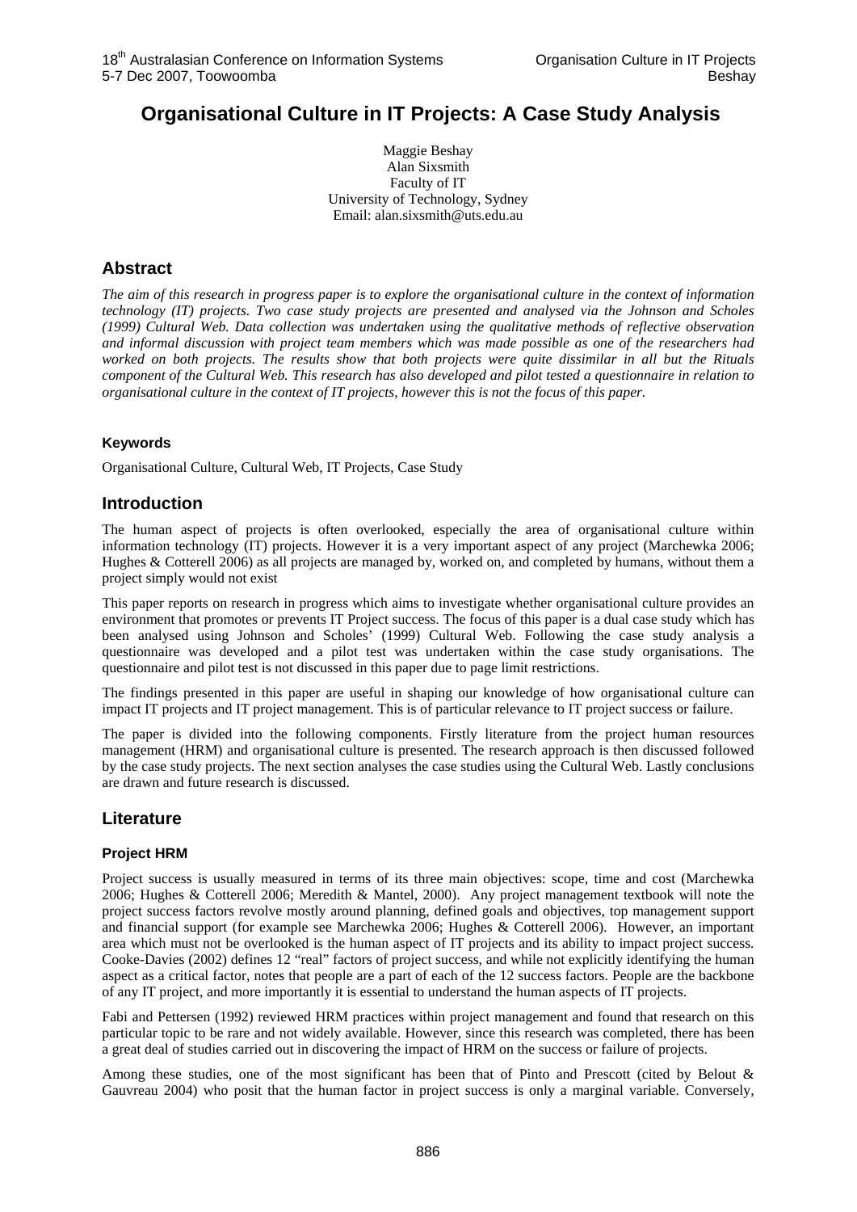# Organisational Culture in IT Projects: A Case Study Analysis

Maggie Beshay
Alan Sixsmith
Faculty of IT
University of Technology, Sydney
Email: alan.sixsmith@uts.edu.au

## Abstract

*The aim of this research in progress paper is to explore the organisational culture in the context of information technology (IT) projects. Two case study projects are presented and analysed via the Johnson and Scholes (1999) Cultural Web. Data collection was undertaken using the qualitative methods of reflective observation and informal discussion with project team members which was made possible as one of the researchers had worked on both projects. The results show that both projects were quite dissimilar in all but the Rituals component of the Cultural Web. This research has also developed and pilot tested a questionnaire in relation to organisational culture in the context of IT projects, however this is not the focus of this paper.*

### Keywords

Organisational Culture, Cultural Web, IT Projects, Case Study

## Introduction

The human aspect of projects is often overlooked, especially the area of organisational culture within information technology (IT) projects. However it is a very important aspect of any project (Marchewka 2006; Hughes & Cotterell 2006) as all projects are managed by, worked on, and completed by humans, without them a project simply would not exist

This paper reports on research in progress which aims to investigate whether organisational culture provides an environment that promotes or prevents IT Project success. The focus of this paper is a dual case study which has been analysed using Johnson and Scholes' (1999) Cultural Web. Following the case study analysis a questionnaire was developed and a pilot test was undertaken within the case study organisations. The questionnaire and pilot test is not discussed in this paper due to page limit restrictions.

The findings presented in this paper are useful in shaping our knowledge of how organisational culture can impact IT projects and IT project management. This is of particular relevance to IT project success or failure.

The paper is divided into the following components. Firstly literature from the project human resources management (HRM) and organisational culture is presented. The research approach is then discussed followed by the case study projects. The next section analyses the case studies using the Cultural Web. Lastly conclusions are drawn and future research is discussed.

## Literature

### Project HRM

Project success is usually measured in terms of its three main objectives: scope, time and cost (Marchewka 2006; Hughes & Cotterell 2006; Meredith & Mantel, 2000). Any project management textbook will note the project success factors revolve mostly around planning, defined goals and objectives, top management support and financial support (for example see Marchewka 2006; Hughes & Cotterell 2006). However, an important area which must not be overlooked is the human aspect of IT projects and its ability to impact project success. Cooke-Davies (2002) defines 12 "real" factors of project success, and while not explicitly identifying the human aspect as a critical factor, notes that people are a part of each of the 12 success factors. People are the backbone of any IT project, and more importantly it is essential to understand the human aspects of IT projects.

Fabi and Pettersen (1992) reviewed HRM practices within project management and found that research on this particular topic to be rare and not widely available. However, since this research was completed, there has been a great deal of studies carried out in discovering the impact of HRM on the success or failure of projects.

Among these studies, one of the most significant has been that of Pinto and Prescott (cited by Belout & Gauvreau 2004) who posit that the human factor in project success is only a marginal variable. Conversely,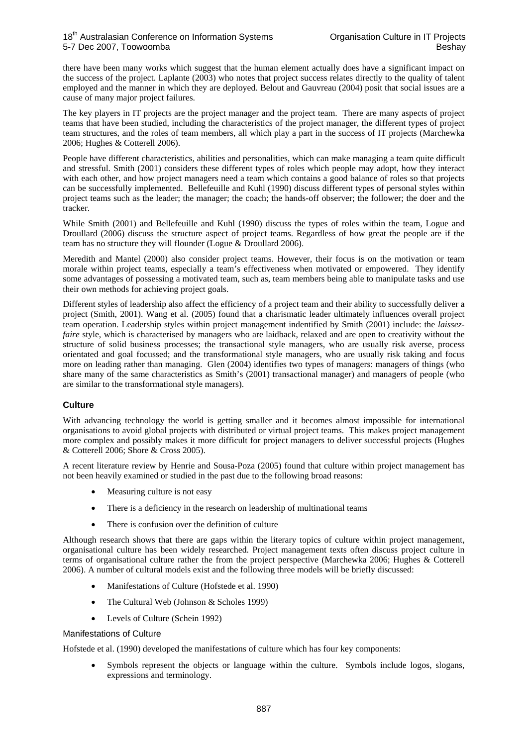there have been many works which suggest that the human element actually does have a significant impact on the success of the project. Laplante (2003) who notes that project success relates directly to the quality of talent employed and the manner in which they are deployed. Belout and Gauvreau (2004) posit that social issues are a cause of many major project failures.

The key players in IT projects are the project manager and the project team. There are many aspects of project teams that have been studied, including the characteristics of the project manager, the different types of project team structures, and the roles of team members, all which play a part in the success of IT projects (Marchewka 2006; Hughes & Cotterell 2006).

People have different characteristics, abilities and personalities, which can make managing a team quite difficult and stressful. Smith (2001) considers these different types of roles which people may adopt, how they interact with each other, and how project managers need a team which contains a good balance of roles so that projects can be successfully implemented. Bellefeuille and Kuhl (1990) discuss different types of personal styles within project teams such as the leader; the manager; the coach; the hands-off observer; the follower; the doer and the tracker.

While Smith (2001) and Bellefeuille and Kuhl (1990) discuss the types of roles within the team, Logue and Droullard (2006) discuss the structure aspect of project teams. Regardless of how great the people are if the team has no structure they will flounder (Logue & Droullard 2006).

Meredith and Mantel (2000) also consider project teams. However, their focus is on the motivation or team morale within project teams, especially a team's effectiveness when motivated or empowered. They identify some advantages of possessing a motivated team, such as, team members being able to manipulate tasks and use their own methods for achieving project goals.

Different styles of leadership also affect the efficiency of a project team and their ability to successfully deliver a project (Smith, 2001). Wang et al. (2005) found that a charismatic leader ultimately influences overall project team operation. Leadership styles within project management indentified by Smith (2001) include: the *laissez-faire* style, which is characterised by managers who are laidback, relaxed and are open to creativity without the structure of solid business processes; the transactional style managers, who are usually risk averse, process orientated and goal focussed; and the transformational style managers, who are usually risk taking and focus more on leading rather than managing. Glen (2004) identifies two types of managers: managers of things (who share many of the same characteristics as Smith's (2001) transactional manager) and managers of people (who are similar to the transformational style managers).

## Culture

With advancing technology the world is getting smaller and it becomes almost impossible for international organisations to avoid global projects with distributed or virtual project teams. This makes project management more complex and possibly makes it more difficult for project managers to deliver successful projects (Hughes & Cotterell 2006; Shore & Cross 2005).

A recent literature review by Henrie and Sousa-Poza (2005) found that culture within project management has not been heavily examined or studied in the past due to the following broad reasons:

- Measuring culture is not easy
- There is a deficiency in the research on leadership of multinational teams
- There is confusion over the definition of culture

Although research shows that there are gaps within the literary topics of culture within project management, organisational culture has been widely researched. Project management texts often discuss project culture in terms of organisational culture rather the from the project perspective (Marchewka 2006; Hughes & Cotterell 2006). A number of cultural models exist and the following three models will be briefly discussed:

- Manifestations of Culture (Hofstede et al. 1990)
- The Cultural Web (Johnson & Scholes 1999)
- Levels of Culture (Schein 1992)

### Manifestations of Culture

Hofstede et al. (1990) developed the manifestations of culture which has four key components:

- Symbols represent the objects or language within the culture. Symbols include logos, slogans, expressions and terminology.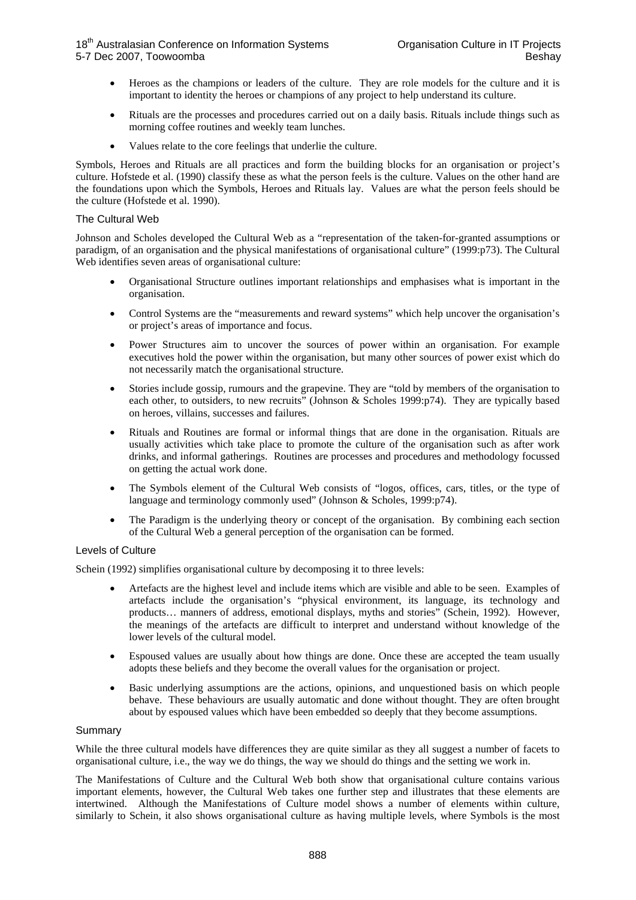- Heroes as the champions or leaders of the culture. They are role models for the culture and it is important to identity the heroes or champions of any project to help understand its culture.

- Rituals are the processes and procedures carried out on a daily basis. Rituals include things such as morning coffee routines and weekly team lunches.

- Values relate to the core feelings that underlie the culture.

Symbols, Heroes and Rituals are all practices and form the building blocks for an organisation or project's culture. Hofstede et al. (1990) classify these as what the person feels is the culture. Values on the other hand are the foundations upon which the Symbols, Heroes and Rituals lay. Values are what the person feels should be the culture (Hofstede et al. 1990).

### The Cultural Web

Johnson and Scholes developed the Cultural Web as a "representation of the taken-for-granted assumptions or paradigm, of an organisation and the physical manifestations of organisational culture" (1999:p73). The Cultural Web identifies seven areas of organisational culture:

- Organisational Structure outlines important relationships and emphasises what is important in the organisation.

- Control Systems are the "measurements and reward systems" which help uncover the organisation's or project's areas of importance and focus.

- Power Structures aim to uncover the sources of power within an organisation. For example executives hold the power within the organisation, but many other sources of power exist which do not necessarily match the organisational structure.

- Stories include gossip, rumours and the grapevine. They are "told by members of the organisation to each other, to outsiders, to new recruits" (Johnson & Scholes 1999:p74). They are typically based on heroes, villains, successes and failures.

- Rituals and Routines are formal or informal things that are done in the organisation. Rituals are usually activities which take place to promote the culture of the organisation such as after work drinks, and informal gatherings. Routines are processes and procedures and methodology focussed on getting the actual work done.

- The Symbols element of the Cultural Web consists of "logos, offices, cars, titles, or the type of language and terminology commonly used" (Johnson & Scholes, 1999:p74).

- The Paradigm is the underlying theory or concept of the organisation. By combining each section of the Cultural Web a general perception of the organisation can be formed.

### Levels of Culture

Schein (1992) simplifies organisational culture by decomposing it to three levels:

- Artefacts are the highest level and include items which are visible and able to be seen. Examples of artefacts include the organisation's "physical environment, its language, its technology and products… manners of address, emotional displays, myths and stories" (Schein, 1992). However, the meanings of the artefacts are difficult to interpret and understand without knowledge of the lower levels of the cultural model.

- Espoused values are usually about how things are done. Once these are accepted the team usually adopts these beliefs and they become the overall values for the organisation or project.

- Basic underlying assumptions are the actions, opinions, and unquestioned basis on which people behave. These behaviours are usually automatic and done without thought. They are often brought about by espoused values which have been embedded so deeply that they become assumptions.

### Summary

While the three cultural models have differences they are quite similar as they all suggest a number of facets to organisational culture, i.e., the way we do things, the way we should do things and the setting we work in.

The Manifestations of Culture and the Cultural Web both show that organisational culture contains various important elements, however, the Cultural Web takes one further step and illustrates that these elements are intertwined. Although the Manifestations of Culture model shows a number of elements within culture, similarly to Schein, it also shows organisational culture as having multiple levels, where Symbols is the most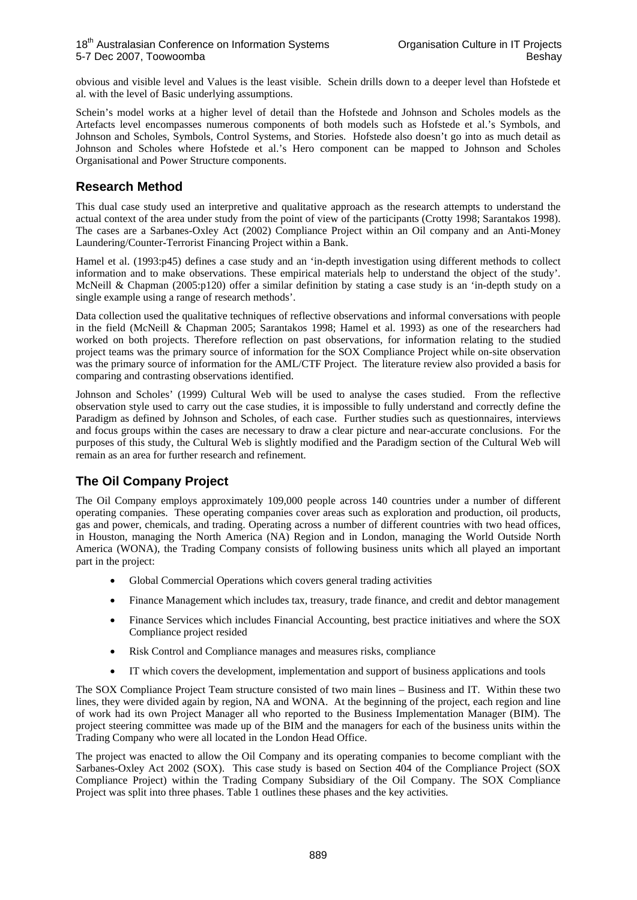obvious and visible level and Values is the least visible. Schein drills down to a deeper level than Hofstede et al. with the level of Basic underlying assumptions.

Schein's model works at a higher level of detail than the Hofstede and Johnson and Scholes models as the Artefacts level encompasses numerous components of both models such as Hofstede et al.'s Symbols, and Johnson and Scholes, Symbols, Control Systems, and Stories. Hofstede also doesn't go into as much detail as Johnson and Scholes where Hofstede et al.'s Hero component can be mapped to Johnson and Scholes Organisational and Power Structure components.

## Research Method

This dual case study used an interpretive and qualitative approach as the research attempts to understand the actual context of the area under study from the point of view of the participants (Crotty 1998; Sarantakos 1998). The cases are a Sarbanes-Oxley Act (2002) Compliance Project within an Oil company and an Anti-Money Laundering/Counter-Terrorist Financing Project within a Bank.

Hamel et al. (1993:p45) defines a case study and an 'in-depth investigation using different methods to collect information and to make observations. These empirical materials help to understand the object of the study'. McNeill & Chapman (2005:p120) offer a similar definition by stating a case study is an 'in-depth study on a single example using a range of research methods'.

Data collection used the qualitative techniques of reflective observations and informal conversations with people in the field (McNeill & Chapman 2005; Sarantakos 1998; Hamel et al. 1993) as one of the researchers had worked on both projects. Therefore reflection on past observations, for information relating to the studied project teams was the primary source of information for the SOX Compliance Project while on-site observation was the primary source of information for the AML/CTF Project. The literature review also provided a basis for comparing and contrasting observations identified.

Johnson and Scholes' (1999) Cultural Web will be used to analyse the cases studied. From the reflective observation style used to carry out the case studies, it is impossible to fully understand and correctly define the Paradigm as defined by Johnson and Scholes, of each case. Further studies such as questionnaires, interviews and focus groups within the cases are necessary to draw a clear picture and near-accurate conclusions. For the purposes of this study, the Cultural Web is slightly modified and the Paradigm section of the Cultural Web will remain as an area for further research and refinement.

## The Oil Company Project

The Oil Company employs approximately 109,000 people across 140 countries under a number of different operating companies. These operating companies cover areas such as exploration and production, oil products, gas and power, chemicals, and trading. Operating across a number of different countries with two head offices, in Houston, managing the North America (NA) Region and in London, managing the World Outside North America (WONA), the Trading Company consists of following business units which all played an important part in the project:

- Global Commercial Operations which covers general trading activities
- Finance Management which includes tax, treasury, trade finance, and credit and debtor management
- Finance Services which includes Financial Accounting, best practice initiatives and where the SOX Compliance project resided
- Risk Control and Compliance manages and measures risks, compliance
- IT which covers the development, implementation and support of business applications and tools

The SOX Compliance Project Team structure consisted of two main lines – Business and IT. Within these two lines, they were divided again by region, NA and WONA. At the beginning of the project, each region and line of work had its own Project Manager all who reported to the Business Implementation Manager (BIM). The project steering committee was made up of the BIM and the managers for each of the business units within the Trading Company who were all located in the London Head Office.

The project was enacted to allow the Oil Company and its operating companies to become compliant with the Sarbanes-Oxley Act 2002 (SOX). This case study is based on Section 404 of the Compliance Project (SOX Compliance Project) within the Trading Company Subsidiary of the Oil Company. The SOX Compliance Project was split into three phases. Table 1 outlines these phases and the key activities.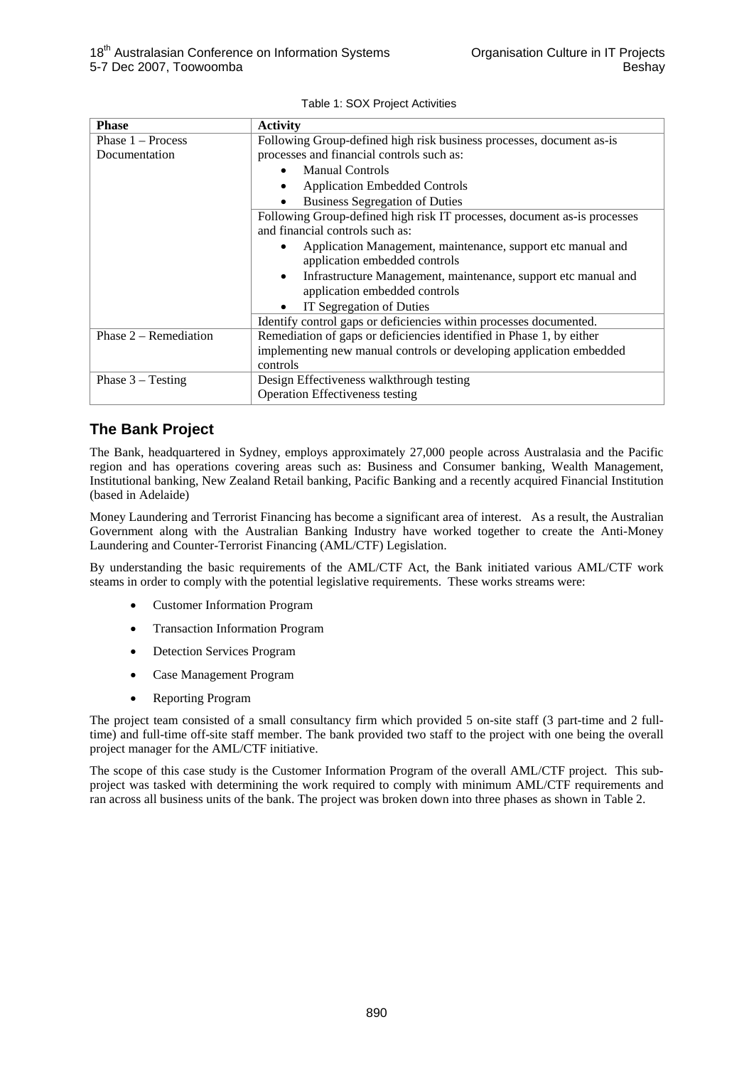Table 1: SOX Project Activities

| Phase | Activity |
|---|---|
| Phase 1 – Process Documentation | Following Group-defined high risk business processes, document as-is processes and financial controls such as: <br>• Manual Controls <br>• Application Embedded Controls <br>• Business Segregation of Duties |
| | Following Group-defined high risk IT processes, document as-is processes and financial controls such as: <br>• Application Management, maintenance, support etc manual and application embedded controls <br>• Infrastructure Management, maintenance, support etc manual and application embedded controls <br>• IT Segregation of Duties |
| | Identify control gaps or deficiencies within processes documented. |
| Phase 2 – Remediation | Remediation of gaps or deficiencies identified in Phase 1, by either implementing new manual controls or developing application embedded controls |
| Phase 3 – Testing | Design Effectiveness walkthrough testing <br>Operation Effectiveness testing |

## The Bank Project

The Bank, headquartered in Sydney, employs approximately 27,000 people across Australasia and the Pacific region and has operations covering areas such as: Business and Consumer banking, Wealth Management, Institutional banking, New Zealand Retail banking, Pacific Banking and a recently acquired Financial Institution (based in Adelaide)

Money Laundering and Terrorist Financing has become a significant area of interest. As a result, the Australian Government along with the Australian Banking Industry have worked together to create the Anti-Money Laundering and Counter-Terrorist Financing (AML/CTF) Legislation.

By understanding the basic requirements of the AML/CTF Act, the Bank initiated various AML/CTF work steams in order to comply with the potential legislative requirements. These works streams were:

- Customer Information Program
- Transaction Information Program
- Detection Services Program
- Case Management Program
- Reporting Program

The project team consisted of a small consultancy firm which provided 5 on-site staff (3 part-time and 2 full-time) and full-time off-site staff member. The bank provided two staff to the project with one being the overall project manager for the AML/CTF initiative.

The scope of this case study is the Customer Information Program of the overall AML/CTF project. This sub-project was tasked with determining the work required to comply with minimum AML/CTF requirements and ran across all business units of the bank. The project was broken down into three phases as shown in Table 2.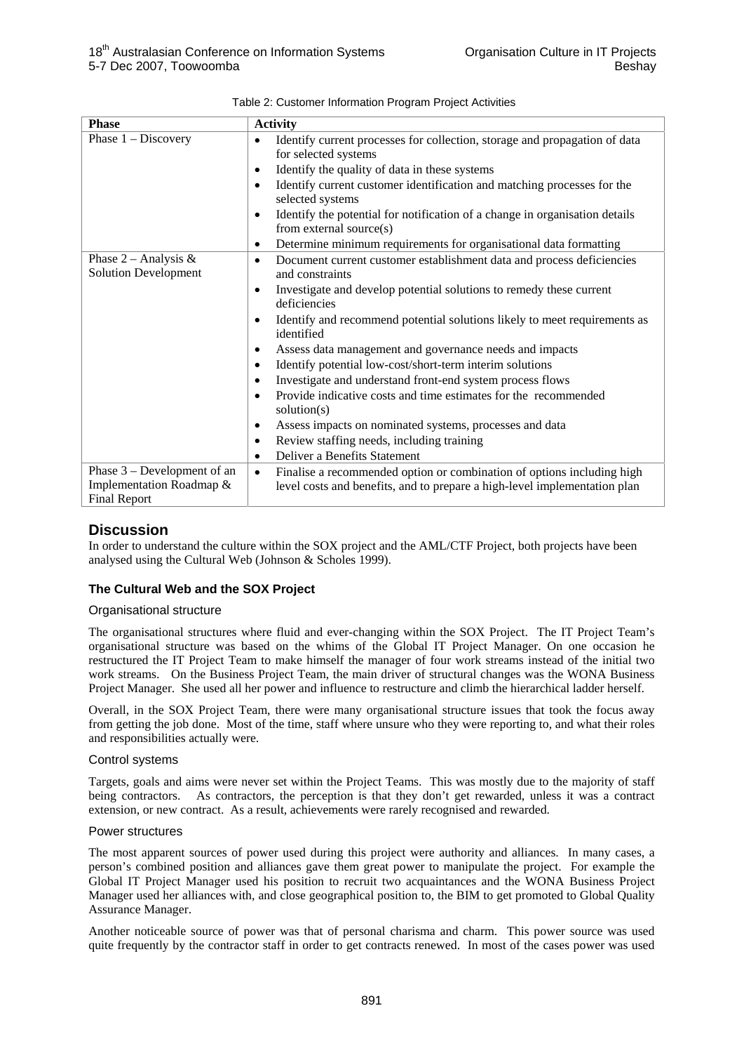Table 2: Customer Information Program Project Activities

| Phase | Activity |
|---|---|
| Phase 1 – Discovery | • Identify current processes for collection, storage and propagation of data for selected systems<br>• Identify the quality of data in these systems<br>• Identify current customer identification and matching processes for the selected systems<br>• Identify the potential for notification of a change in organisation details from external source(s)<br>• Determine minimum requirements for organisational data formatting |
| Phase 2 – Analysis & Solution Development | • Document current customer establishment data and process deficiencies and constraints<br>• Investigate and develop potential solutions to remedy these current deficiencies<br>• Identify and recommend potential solutions likely to meet requirements as identified<br>• Assess data management and governance needs and impacts<br>• Identify potential low-cost/short-term interim solutions<br>• Investigate and understand front-end system process flows<br>• Provide indicative costs and time estimates for the recommended solution(s)<br>• Assess impacts on nominated systems, processes and data<br>• Review staffing needs, including training<br>• Deliver a Benefits Statement |
| Phase 3 – Development of an Implementation Roadmap & Final Report | • Finalise a recommended option or combination of options including high level costs and benefits, and to prepare a high-level implementation plan |

## Discussion

In order to understand the culture within the SOX project and the AML/CTF Project, both projects have been analysed using the Cultural Web (Johnson & Scholes 1999).

### The Cultural Web and the SOX Project

#### Organisational structure

The organisational structures where fluid and ever-changing within the SOX Project. The IT Project Team's organisational structure was based on the whims of the Global IT Project Manager. On one occasion he restructured the IT Project Team to make himself the manager of four work streams instead of the initial two work streams. On the Business Project Team, the main driver of structural changes was the WONA Business Project Manager. She used all her power and influence to restructure and climb the hierarchical ladder herself.

Overall, in the SOX Project Team, there were many organisational structure issues that took the focus away from getting the job done. Most of the time, staff where unsure who they were reporting to, and what their roles and responsibilities actually were.

#### Control systems

Targets, goals and aims were never set within the Project Teams. This was mostly due to the majority of staff being contractors. As contractors, the perception is that they don't get rewarded, unless it was a contract extension, or new contract. As a result, achievements were rarely recognised and rewarded.

#### Power structures

The most apparent sources of power used during this project were authority and alliances. In many cases, a person's combined position and alliances gave them great power to manipulate the project. For example the Global IT Project Manager used his position to recruit two acquaintances and the WONA Business Project Manager used her alliances with, and close geographical position to, the BIM to get promoted to Global Quality Assurance Manager.

Another noticeable source of power was that of personal charisma and charm. This power source was used quite frequently by the contractor staff in order to get contracts renewed. In most of the cases power was used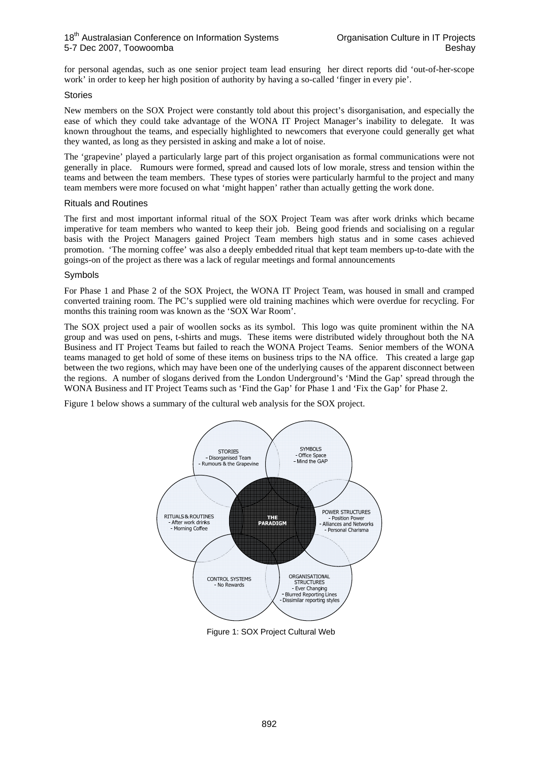for personal agendas, such as one senior project team lead ensuring her direct reports did 'out-of-her-scope work' in order to keep her high position of authority by having a so-called 'finger in every pie'.

### Stories

New members on the SOX Project were constantly told about this project's disorganisation, and especially the ease of which they could take advantage of the WONA IT Project Manager's inability to delegate. It was known throughout the teams, and especially highlighted to newcomers that everyone could generally get what they wanted, as long as they persisted in asking and make a lot of noise.

The 'grapevine' played a particularly large part of this project organisation as formal communications were not generally in place. Rumours were formed, spread and caused lots of low morale, stress and tension within the teams and between the team members. These types of stories were particularly harmful to the project and many team members were more focused on what 'might happen' rather than actually getting the work done.

### Rituals and Routines

The first and most important informal ritual of the SOX Project Team was after work drinks which became imperative for team members who wanted to keep their job. Being good friends and socialising on a regular basis with the Project Managers gained Project Team members high status and in some cases achieved promotion. 'The morning coffee' was also a deeply embedded ritual that kept team members up-to-date with the goings-on of the project as there was a lack of regular meetings and formal announcements

### Symbols

For Phase 1 and Phase 2 of the SOX Project, the WONA IT Project Team, was housed in small and cramped converted training room. The PC's supplied were old training machines which were overdue for recycling. For months this training room was known as the 'SOX War Room'.

The SOX project used a pair of woollen socks as its symbol. This logo was quite prominent within the NA group and was used on pens, t-shirts and mugs. These items were distributed widely throughout both the NA Business and IT Project Teams but failed to reach the WONA Project Teams. Senior members of the WONA teams managed to get hold of some of these items on business trips to the NA office. This created a large gap between the two regions, which may have been one of the underlying causes of the apparent disconnect between the regions. A number of slogans derived from the London Underground's 'Mind the Gap' spread through the WONA Business and IT Project Teams such as 'Find the Gap' for Phase 1 and 'Fix the Gap' for Phase 2.

Figure 1 below shows a summary of the cultural web analysis for the SOX project.

STORIES
- Disorganised Team
- Rumours & the Grapevine

SYMBOLS
- Office Space
- Mind the GAP

RITUALS & ROUTINES
- After work drinks
- Morning Coffee

THE PARADIGM

POWER STRUCTURES
- Position Power
- Alliances and Networks
- Personal Charisma

CONTROL SYSTEMS
- No Rewards

ORGANISATIONAL STRUCTURES
- Ever Changing
- Blurred Reporting Lines
- Dissimilar reporting styles

Figure 1: SOX Project Cultural Web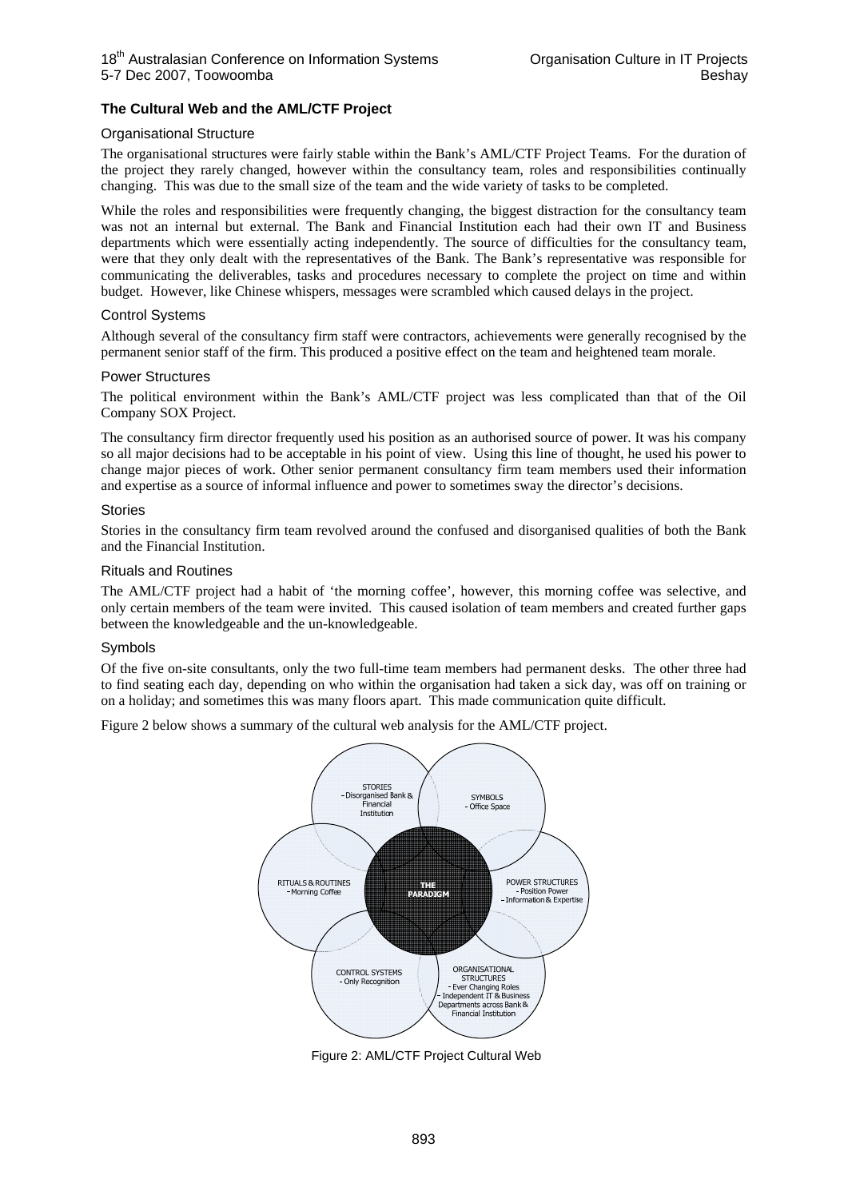### The Cultural Web and the AML/CTF Project

#### Organisational Structure

The organisational structures were fairly stable within the Bank's AML/CTF Project Teams. For the duration of the project they rarely changed, however within the consultancy team, roles and responsibilities continually changing. This was due to the small size of the team and the wide variety of tasks to be completed.

While the roles and responsibilities were frequently changing, the biggest distraction for the consultancy team was not an internal but external. The Bank and Financial Institution each had their own IT and Business departments which were essentially acting independently. The source of difficulties for the consultancy team, were that they only dealt with the representatives of the Bank. The Bank's representative was responsible for communicating the deliverables, tasks and procedures necessary to complete the project on time and within budget. However, like Chinese whispers, messages were scrambled which caused delays in the project.

#### Control Systems

Although several of the consultancy firm staff were contractors, achievements were generally recognised by the permanent senior staff of the firm. This produced a positive effect on the team and heightened team morale.

#### Power Structures

The political environment within the Bank's AML/CTF project was less complicated than that of the Oil Company SOX Project.

The consultancy firm director frequently used his position as an authorised source of power. It was his company so all major decisions had to be acceptable in his point of view. Using this line of thought, he used his power to change major pieces of work. Other senior permanent consultancy firm team members used their information and expertise as a source of informal influence and power to sometimes sway the director's decisions.

#### Stories

Stories in the consultancy firm team revolved around the confused and disorganised qualities of both the Bank and the Financial Institution.

#### Rituals and Routines

The AML/CTF project had a habit of 'the morning coffee', however, this morning coffee was selective, and only certain members of the team were invited. This caused isolation of team members and created further gaps between the knowledgeable and the un-knowledgeable.

#### Symbols

Of the five on-site consultants, only the two full-time team members had permanent desks. The other three had to find seating each day, depending on who within the organisation had taken a sick day, was off on training or on a holiday; and sometimes this was many floors apart. This made communication quite difficult.

Figure 2 below shows a summary of the cultural web analysis for the AML/CTF project.

STORIES
- Disorganised Bank & Financial Institution

SYMBOLS
- Office Space

RITUALS & ROUTINES
- Morning Coffee

THE PARADIGM

POWER STRUCTURES
- Position Power
- Information & Expertise

CONTROL SYSTEMS
- Only Recognition

ORGANISATIONAL STRUCTURES
- Ever Changing Roles
- Independent IT & Business Departments across Bank & Financial Institution

Figure 2: AML/CTF Project Cultural Web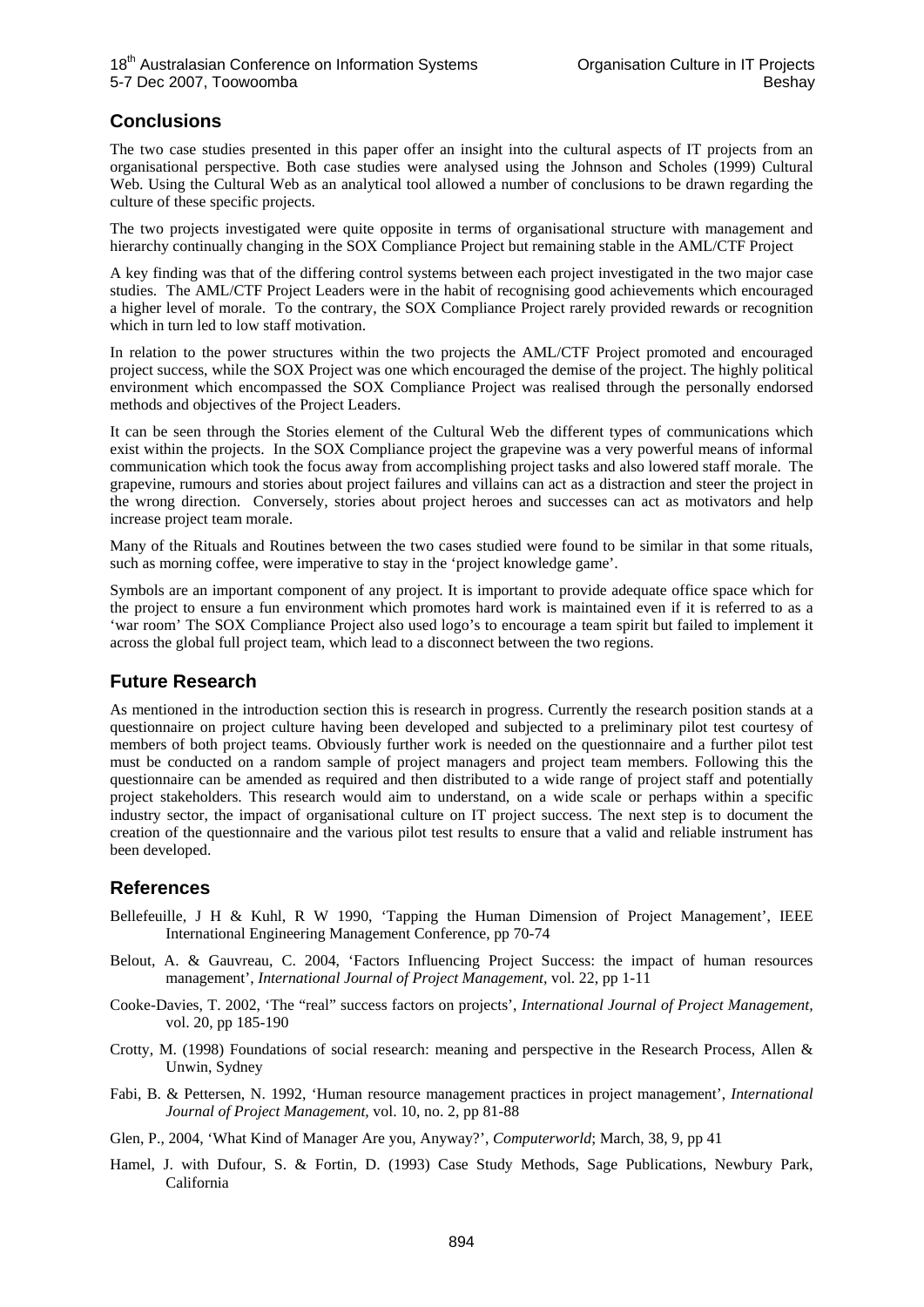## Conclusions

The two case studies presented in this paper offer an insight into the cultural aspects of IT projects from an organisational perspective. Both case studies were analysed using the Johnson and Scholes (1999) Cultural Web. Using the Cultural Web as an analytical tool allowed a number of conclusions to be drawn regarding the culture of these specific projects.

The two projects investigated were quite opposite in terms of organisational structure with management and hierarchy continually changing in the SOX Compliance Project but remaining stable in the AML/CTF Project

A key finding was that of the differing control systems between each project investigated in the two major case studies. The AML/CTF Project Leaders were in the habit of recognising good achievements which encouraged a higher level of morale. To the contrary, the SOX Compliance Project rarely provided rewards or recognition which in turn led to low staff motivation.

In relation to the power structures within the two projects the AML/CTF Project promoted and encouraged project success, while the SOX Project was one which encouraged the demise of the project. The highly political environment which encompassed the SOX Compliance Project was realised through the personally endorsed methods and objectives of the Project Leaders.

It can be seen through the Stories element of the Cultural Web the different types of communications which exist within the projects. In the SOX Compliance project the grapevine was a very powerful means of informal communication which took the focus away from accomplishing project tasks and also lowered staff morale. The grapevine, rumours and stories about project failures and villains can act as a distraction and steer the project in the wrong direction. Conversely, stories about project heroes and successes can act as motivators and help increase project team morale.

Many of the Rituals and Routines between the two cases studied were found to be similar in that some rituals, such as morning coffee, were imperative to stay in the 'project knowledge game'.

Symbols are an important component of any project. It is important to provide adequate office space which for the project to ensure a fun environment which promotes hard work is maintained even if it is referred to as a 'war room' The SOX Compliance Project also used logo's to encourage a team spirit but failed to implement it across the global full project team, which lead to a disconnect between the two regions.

## Future Research

As mentioned in the introduction section this is research in progress. Currently the research position stands at a questionnaire on project culture having been developed and subjected to a preliminary pilot test courtesy of members of both project teams. Obviously further work is needed on the questionnaire and a further pilot test must be conducted on a random sample of project managers and project team members. Following this the questionnaire can be amended as required and then distributed to a wide range of project staff and potentially project stakeholders. This research would aim to understand, on a wide scale or perhaps within a specific industry sector, the impact of organisational culture on IT project success. The next step is to document the creation of the questionnaire and the various pilot test results to ensure that a valid and reliable instrument has been developed.

## References

Bellefeuille, J H & Kuhl, R W 1990, 'Tapping the Human Dimension of Project Management', IEEE International Engineering Management Conference, pp 70-74

Belout, A. & Gauvreau, C. 2004, 'Factors Influencing Project Success: the impact of human resources management', *International Journal of Project Management*, vol. 22, pp 1-11

Cooke-Davies, T. 2002, 'The "real" success factors on projects', *International Journal of Project Management,* vol. 20, pp 185-190

Crotty, M. (1998) Foundations of social research: meaning and perspective in the Research Process, Allen & Unwin, Sydney

Fabi, B. & Pettersen, N. 1992, 'Human resource management practices in project management', *International Journal of Project Management*, vol. 10, no. 2, pp 81-88

Glen, P., 2004, 'What Kind of Manager Are you, Anyway?', *Computerworld*; March, 38, 9, pp 41

Hamel, J. with Dufour, S. & Fortin, D. (1993) Case Study Methods, Sage Publications, Newbury Park, California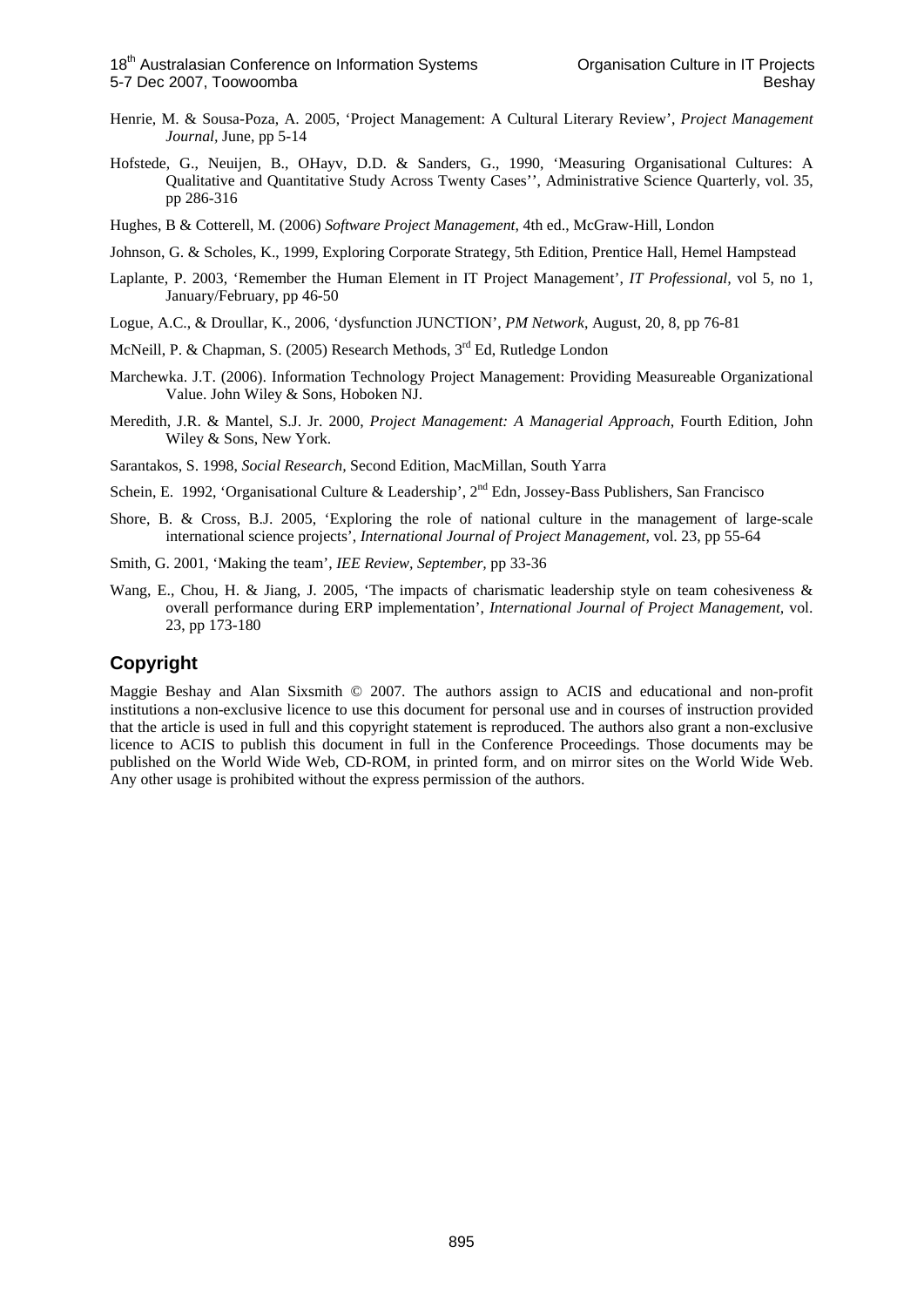Henrie, M. & Sousa-Poza, A. 2005, 'Project Management: A Cultural Literary Review', *Project Management Journal*, June, pp 5-14

Hofstede, G., Neuijen, B., OHayv, D.D. & Sanders, G., 1990, 'Measuring Organisational Cultures: A Qualitative and Quantitative Study Across Twenty Cases'', Administrative Science Quarterly, vol. 35, pp 286-316

Hughes, B & Cotterell, M. (2006) *Software Project Management*, 4th ed., McGraw-Hill, London

Johnson, G. & Scholes, K., 1999, Exploring Corporate Strategy, 5th Edition, Prentice Hall, Hemel Hampstead

Laplante, P. 2003, 'Remember the Human Element in IT Project Management', *IT Professional*, vol 5, no 1, January/February, pp 46-50

Logue, A.C., & Droullar, K., 2006, 'dysfunction JUNCTION', *PM Network*, August, 20, 8, pp 76-81

McNeill, P. & Chapman, S. (2005) Research Methods, 3rd Ed, Rutledge London

Marchewka. J.T. (2006). Information Technology Project Management: Providing Measureable Organizational Value. John Wiley & Sons, Hoboken NJ.

Meredith, J.R. & Mantel, S.J. Jr. 2000, *Project Management: A Managerial Approach*, Fourth Edition, John Wiley & Sons, New York.

Sarantakos, S. 1998, *Social Research,* Second Edition, MacMillan, South Yarra

Schein, E. 1992, 'Organisational Culture & Leadership', 2nd Edn, Jossey-Bass Publishers, San Francisco

Shore, B. & Cross, B.J. 2005, 'Exploring the role of national culture in the management of large-scale international science projects', *International Journal of Project Management*, vol. 23, pp 55-64

Smith, G. 2001, 'Making the team', *IEE Review, September*, pp 33-36

Wang, E., Chou, H. & Jiang, J. 2005, 'The impacts of charismatic leadership style on team cohesiveness & overall performance during ERP implementation', *International Journal of Project Management*, vol. 23, pp 173-180

## Copyright

Maggie Beshay and Alan Sixsmith © 2007. The authors assign to ACIS and educational and non-profit institutions a non-exclusive licence to use this document for personal use and in courses of instruction provided that the article is used in full and this copyright statement is reproduced. The authors also grant a non-exclusive licence to ACIS to publish this document in full in the Conference Proceedings. Those documents may be published on the World Wide Web, CD-ROM, in printed form, and on mirror sites on the World Wide Web. Any other usage is prohibited without the express permission of the authors.